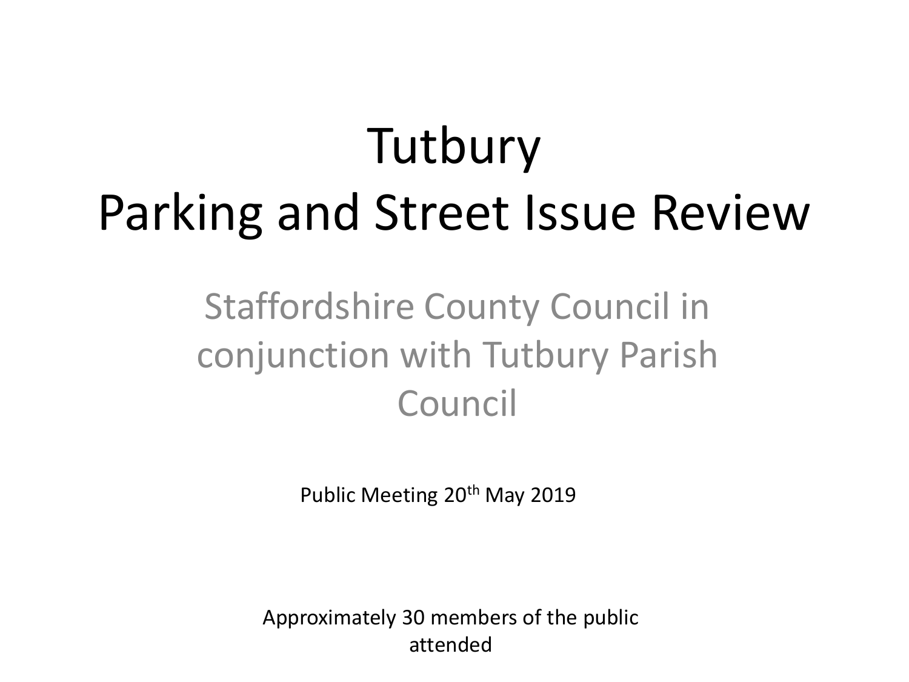# Tutbury
# Parking and Street Issue Review

## Staffordshire County Council in conjunction with Tutbury Parish Council

Public Meeting 20th May 2019

Approximately 30 members of the public attended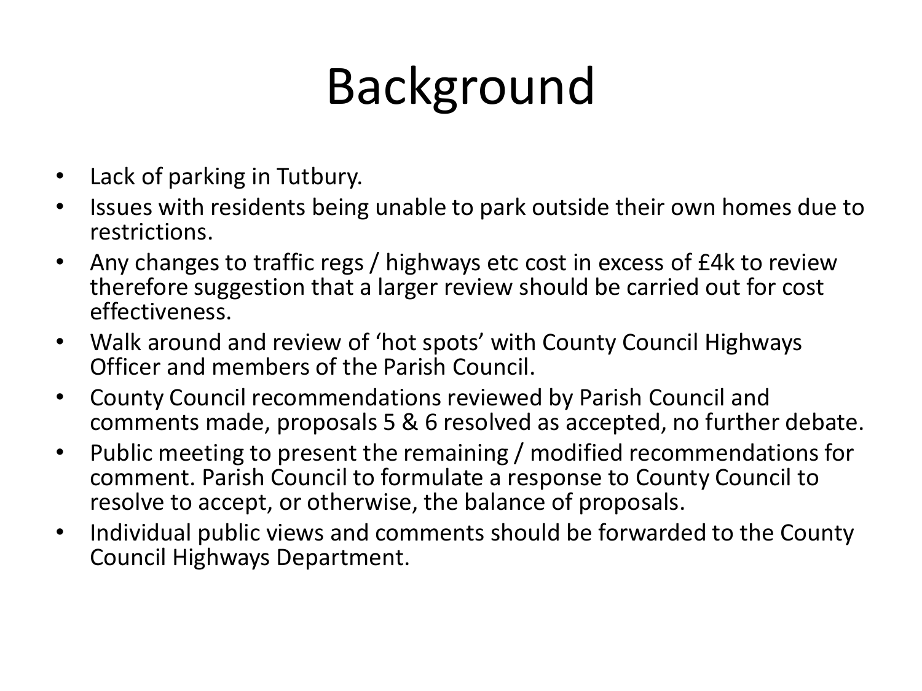# Background

- Lack of parking in Tutbury.
- Issues with residents being unable to park outside their own homes due to restrictions.
- Any changes to traffic regs / highways etc cost in excess of £4k to review therefore suggestion that a larger review should be carried out for cost effectiveness.
- Walk around and review of 'hot spots' with County Council Highways Officer and members of the Parish Council.
- County Council recommendations reviewed by Parish Council and comments made, proposals 5 & 6 resolved as accepted, no further debate.
- Public meeting to present the remaining / modified recommendations for comment. Parish Council to formulate a response to County Council to resolve to accept, or otherwise, the balance of proposals.
- Individual public views and comments should be forwarded to the County Council Highways Department.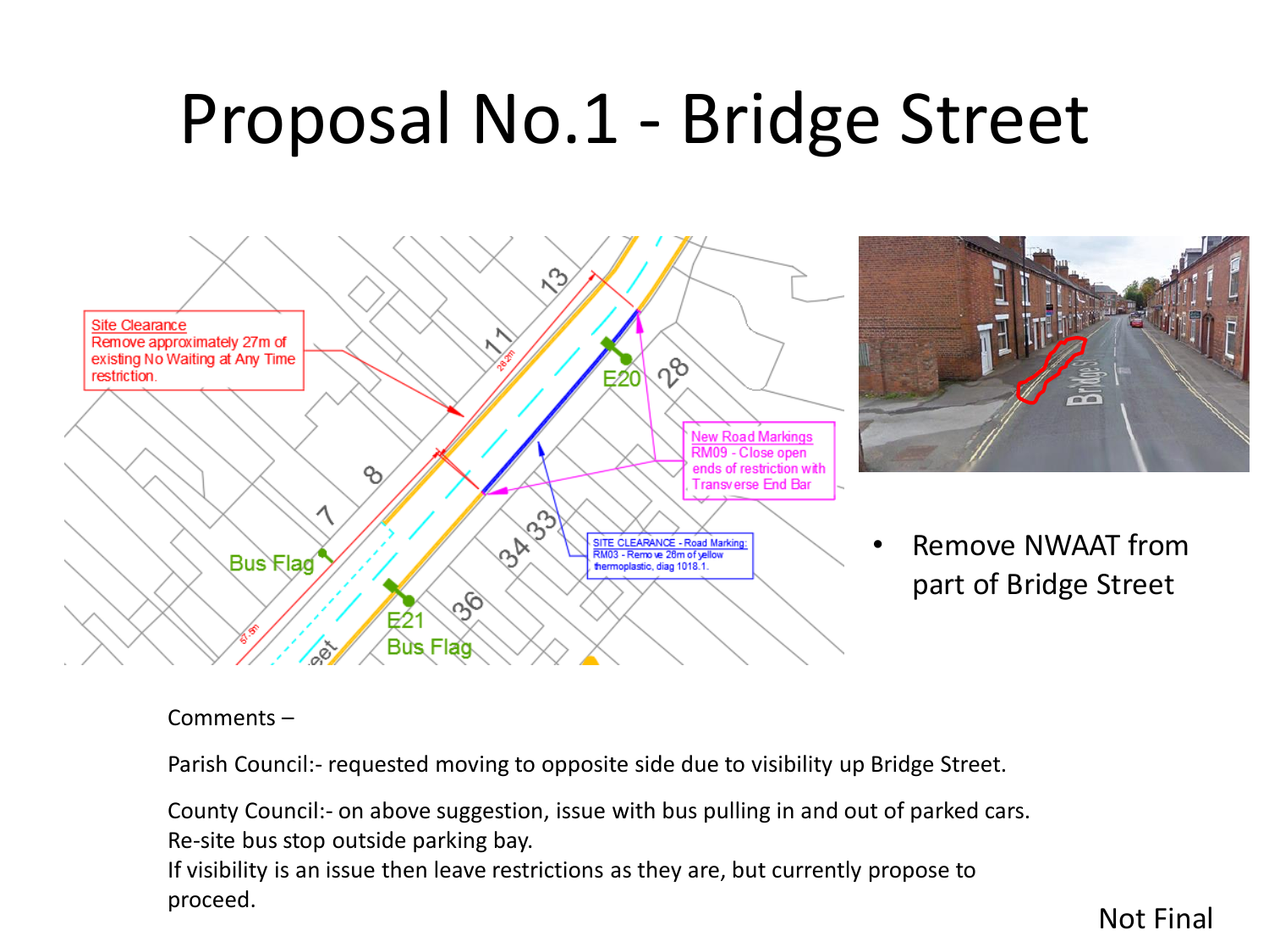# Proposal No.1 - Bridge Street

- Remove NWAAT from part of Bridge Street

Comments –

Parish Council:- requested moving to opposite side due to visibility up Bridge Street.

County Council:- on above suggestion, issue with bus pulling in and out of parked cars. Re-site bus stop outside parking bay.
If visibility is an issue then leave restrictions as they are, but currently propose to proceed.

Not Final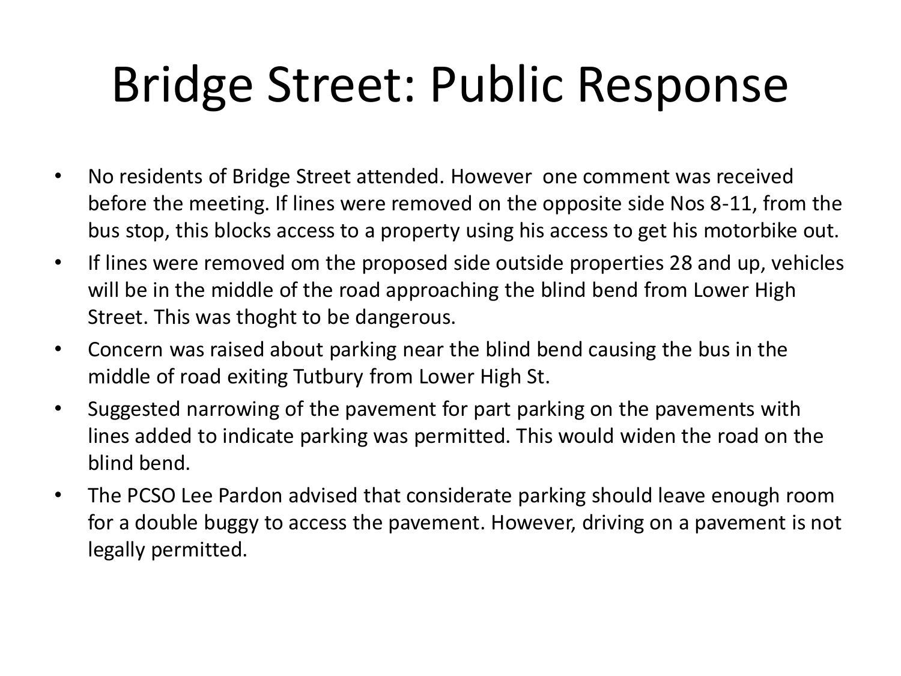# Bridge Street: Public Response

- No residents of Bridge Street attended. However  one comment was received before the meeting. If lines were removed on the opposite side Nos 8-11, from the bus stop, this blocks access to a property using his access to get his motorbike out.
- If lines were removed om the proposed side outside properties 28 and up, vehicles will be in the middle of the road approaching the blind bend from Lower High Street. This was thoght to be dangerous.
- Concern was raised about parking near the blind bend causing the bus in the middle of road exiting Tutbury from Lower High St.
- Suggested narrowing of the pavement for part parking on the pavements with lines added to indicate parking was permitted. This would widen the road on the blind bend.
- The PCSO Lee Pardon advised that considerate parking should leave enough room for a double buggy to access the pavement. However, driving on a pavement is not legally permitted.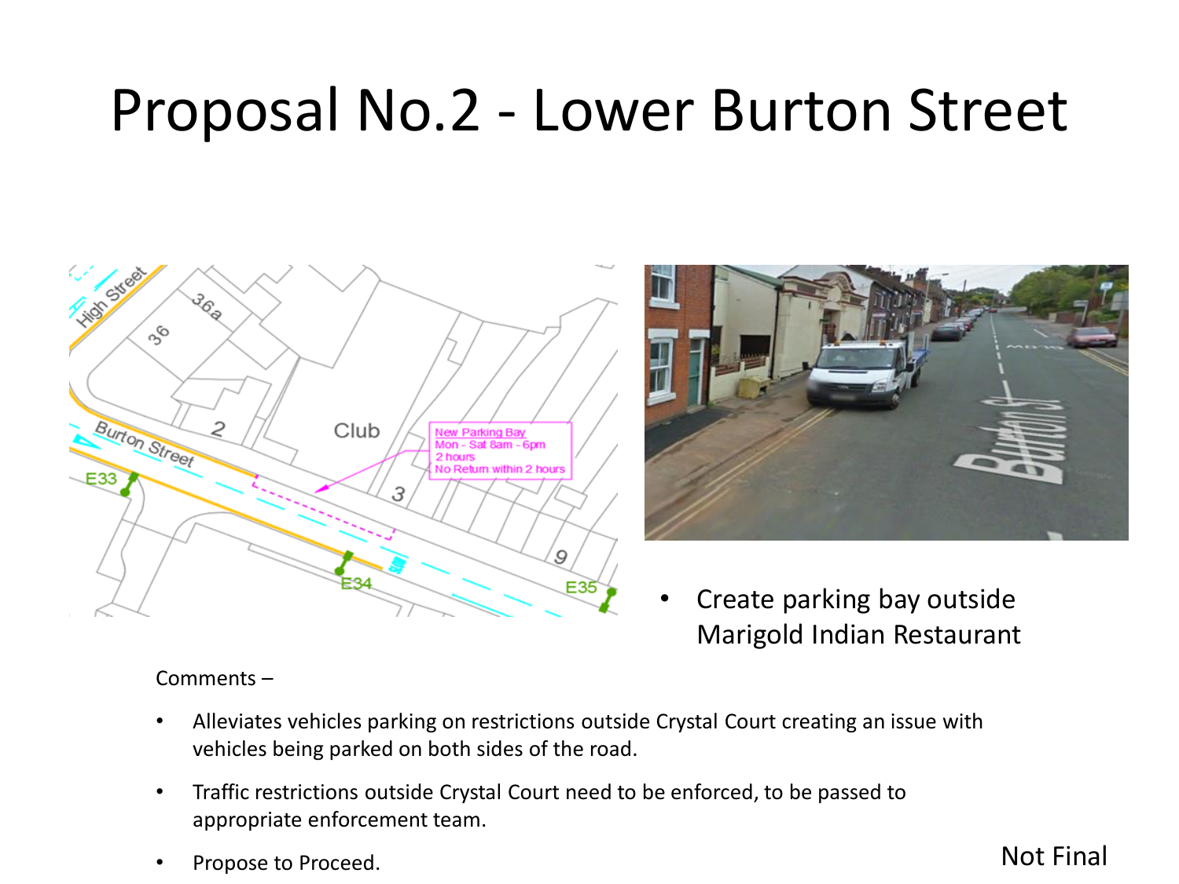# Proposal No.2 - Lower Burton Street

- Create parking bay outside Marigold Indian Restaurant

Comments –

- Alleviates vehicles parking on restrictions outside Crystal Court creating an issue with vehicles being parked on both sides of the road.
- Traffic restrictions outside Crystal Court need to be enforced, to be passed to appropriate enforcement team.
- Propose to Proceed.

Not Final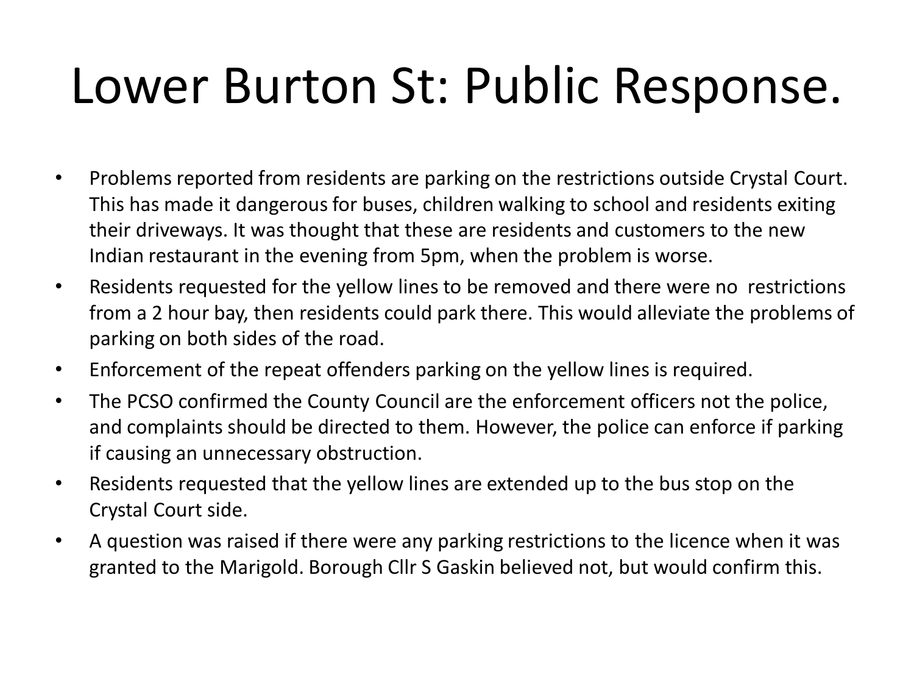# Lower Burton St: Public Response.

- Problems reported from residents are parking on the restrictions outside Crystal Court. This has made it dangerous for buses, children walking to school and residents exiting their driveways. It was thought that these are residents and customers to the new Indian restaurant in the evening from 5pm, when the problem is worse.
- Residents requested for the yellow lines to be removed and there were no restrictions from a 2 hour bay, then residents could park there. This would alleviate the problems of parking on both sides of the road.
- Enforcement of the repeat offenders parking on the yellow lines is required.
- The PCSO confirmed the County Council are the enforcement officers not the police, and complaints should be directed to them. However, the police can enforce if parking if causing an unnecessary obstruction.
- Residents requested that the yellow lines are extended up to the bus stop on the Crystal Court side.
- A question was raised if there were any parking restrictions to the licence when it was granted to the Marigold. Borough Cllr S Gaskin believed not, but would confirm this.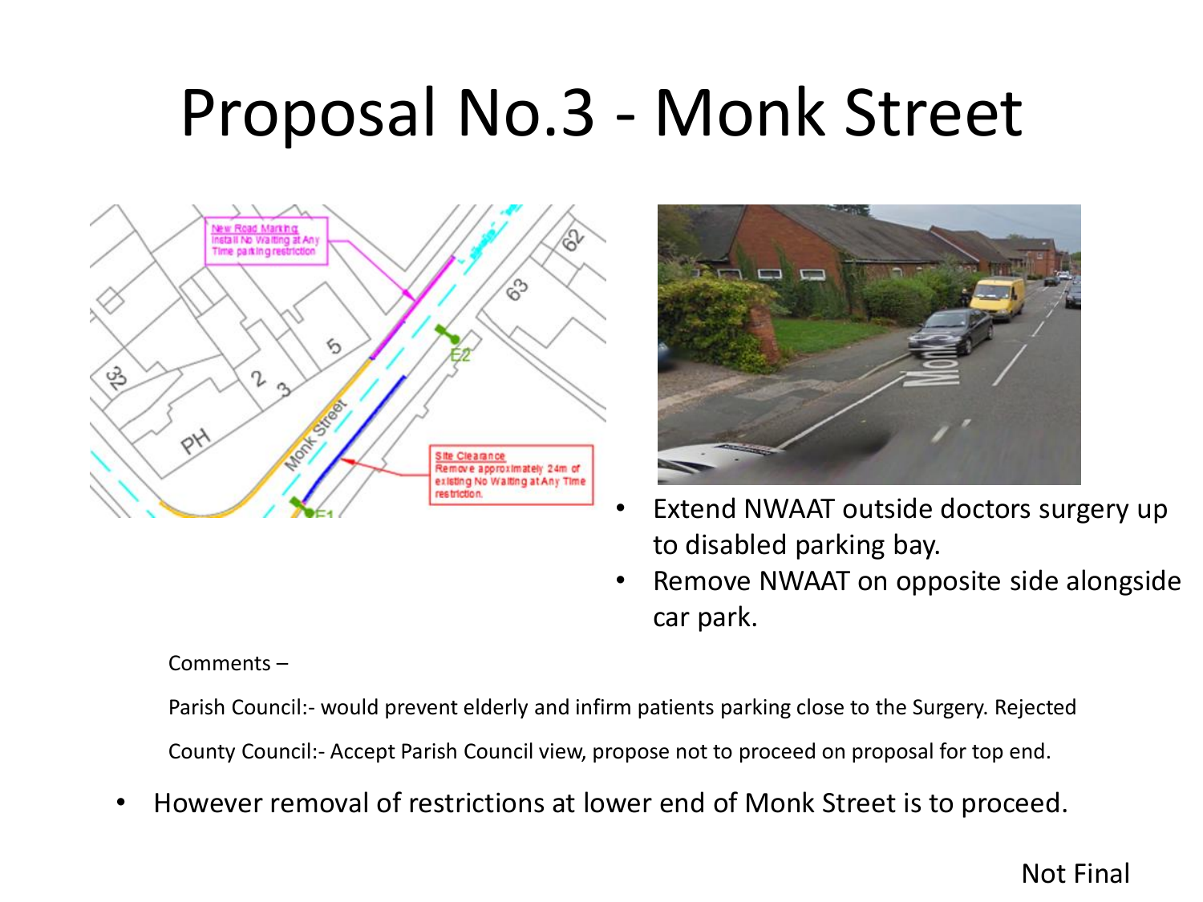# Proposal No.3 - Monk Street

- Extend NWAAT outside doctors surgery up to disabled parking bay.
- Remove NWAAT on opposite side alongside car park.

Comments –

Parish Council:- would prevent elderly and infirm patients parking close to the Surgery. Rejected

County Council:- Accept Parish Council view, propose not to proceed on proposal for top end.

- However removal of restrictions at lower end of Monk Street is to proceed.

Not Final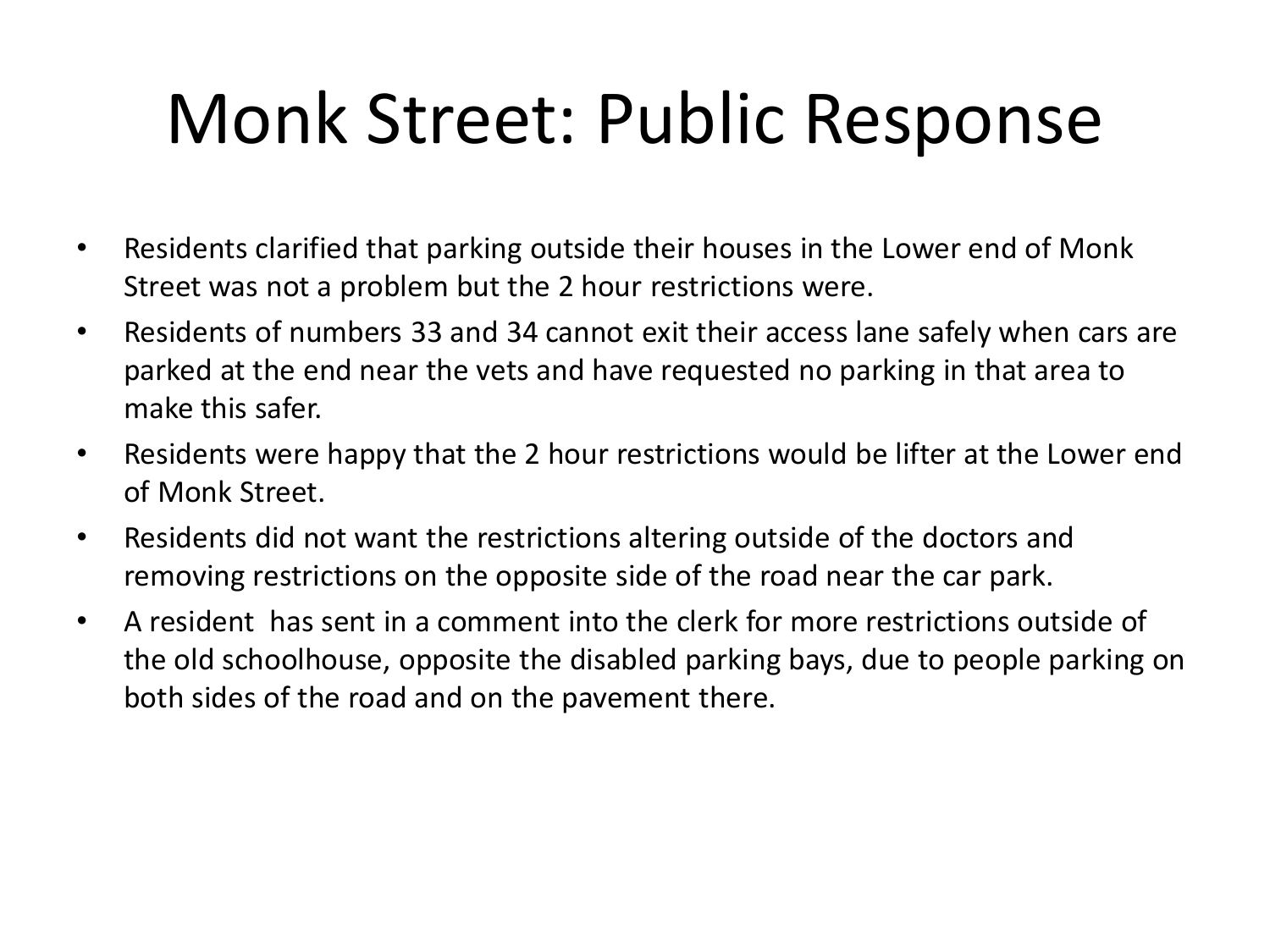# Monk Street: Public Response

- Residents clarified that parking outside their houses in the Lower end of Monk Street was not a problem but the 2 hour restrictions were.
- Residents of numbers 33 and 34 cannot exit their access lane safely when cars are parked at the end near the vets and have requested no parking in that area to make this safer.
- Residents were happy that the 2 hour restrictions would be lifter at the Lower end of Monk Street.
- Residents did not want the restrictions altering outside of the doctors and removing restrictions on the opposite side of the road near the car park.
- A resident has sent in a comment into the clerk for more restrictions outside of the old schoolhouse, opposite the disabled parking bays, due to people parking on both sides of the road and on the pavement there.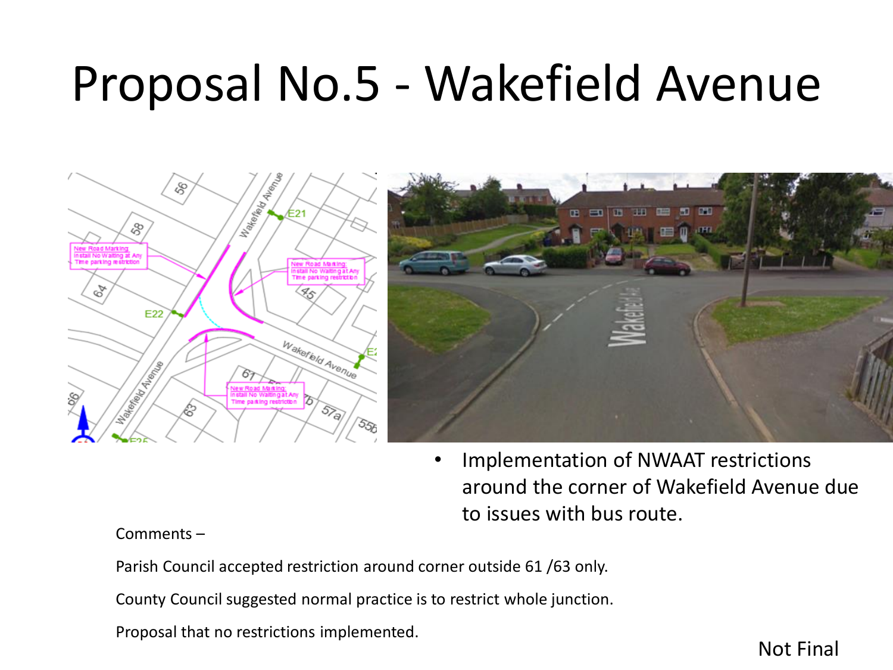# Proposal No.5 - Wakefield Avenue

- Implementation of NWAAT restrictions around the corner of Wakefield Avenue due to issues with bus route.

Comments –

Parish Council accepted restriction around corner outside 61 /63 only.

County Council suggested normal practice is to restrict whole junction.

Proposal that no restrictions implemented.

Not Final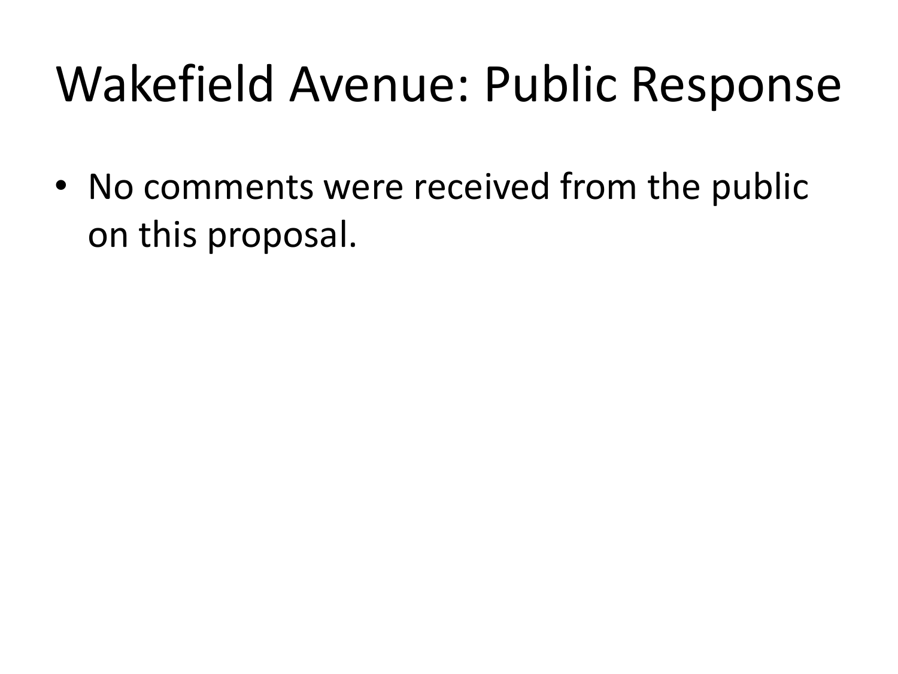# Wakefield Avenue: Public Response

- No comments were received from the public on this proposal.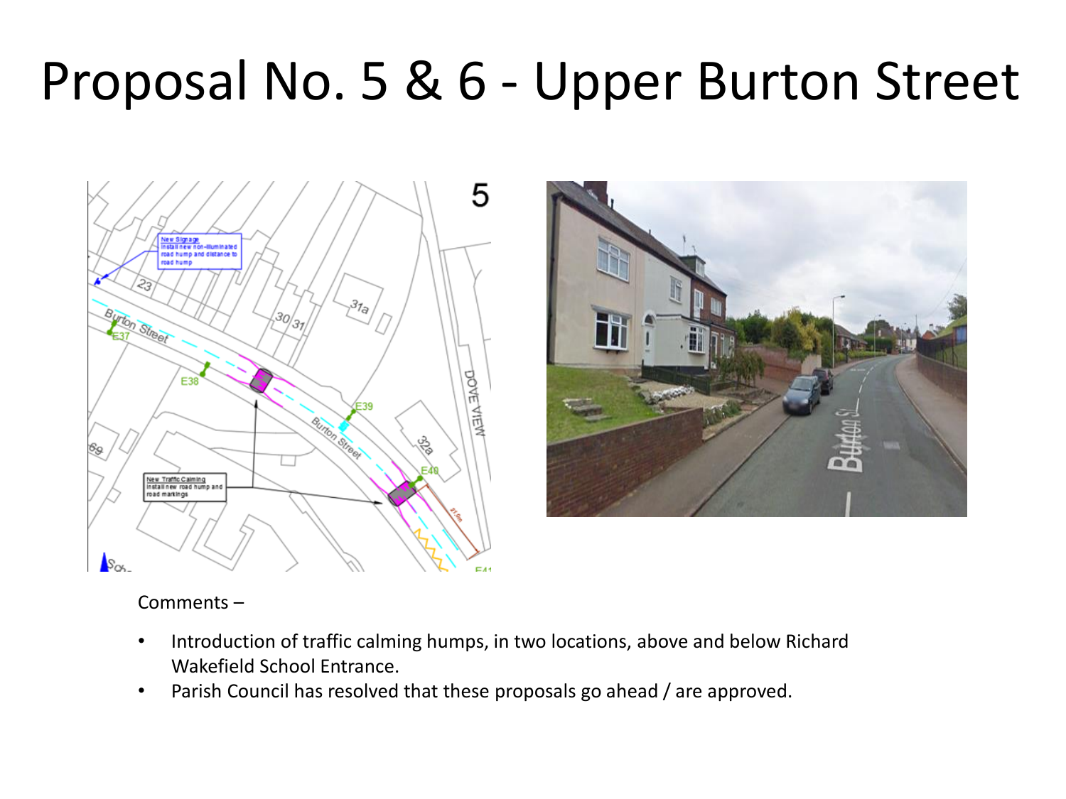# Proposal No. 5 & 6 - Upper Burton Street

Comments –

- Introduction of traffic calming humps, in two locations, above and below Richard Wakefield School Entrance.
- Parish Council has resolved that these proposals go ahead / are approved.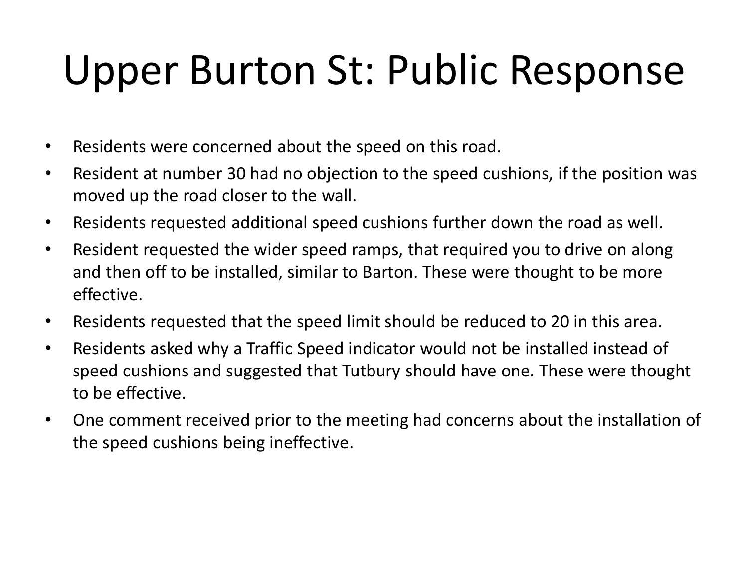# Upper Burton St: Public Response

- Residents were concerned about the speed on this road.
- Resident at number 30 had no objection to the speed cushions, if the position was moved up the road closer to the wall.
- Residents requested additional speed cushions further down the road as well.
- Resident requested the wider speed ramps, that required you to drive on along and then off to be installed, similar to Barton. These were thought to be more effective.
- Residents requested that the speed limit should be reduced to 20 in this area.
- Residents asked why a Traffic Speed indicator would not be installed instead of speed cushions and suggested that Tutbury should have one. These were thought to be effective.
- One comment received prior to the meeting had concerns about the installation of the speed cushions being ineffective.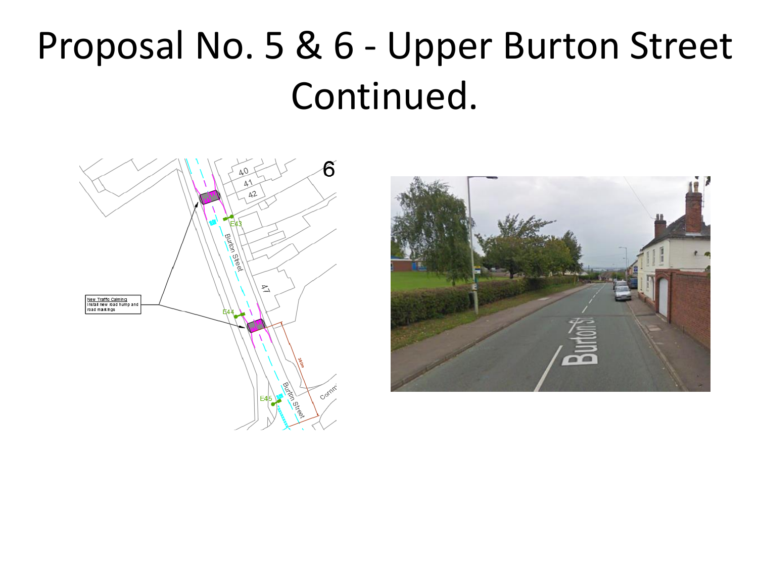# Proposal No. 5 & 6 - Upper Burton Street Continued.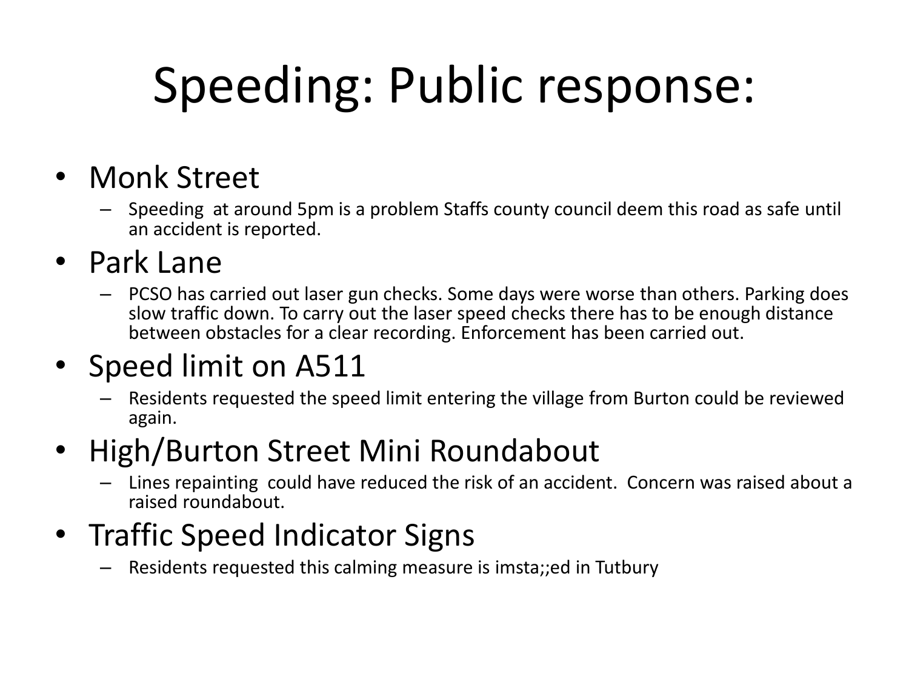# Speeding: Public response:

- Monk Street
  - Speeding at around 5pm is a problem Staffs county council deem this road as safe until an accident is reported.
- Park Lane
  - PCSO has carried out laser gun checks. Some days were worse than others. Parking does slow traffic down. To carry out the laser speed checks there has to be enough distance between obstacles for a clear recording. Enforcement has been carried out.
- Speed limit on A511
  - Residents requested the speed limit entering the village from Burton could be reviewed again.
- High/Burton Street Mini Roundabout
  - Lines repainting could have reduced the risk of an accident. Concern was raised about a raised roundabout.
- Traffic Speed Indicator Signs
  - Residents requested this calming measure is imsta;;ed in Tutbury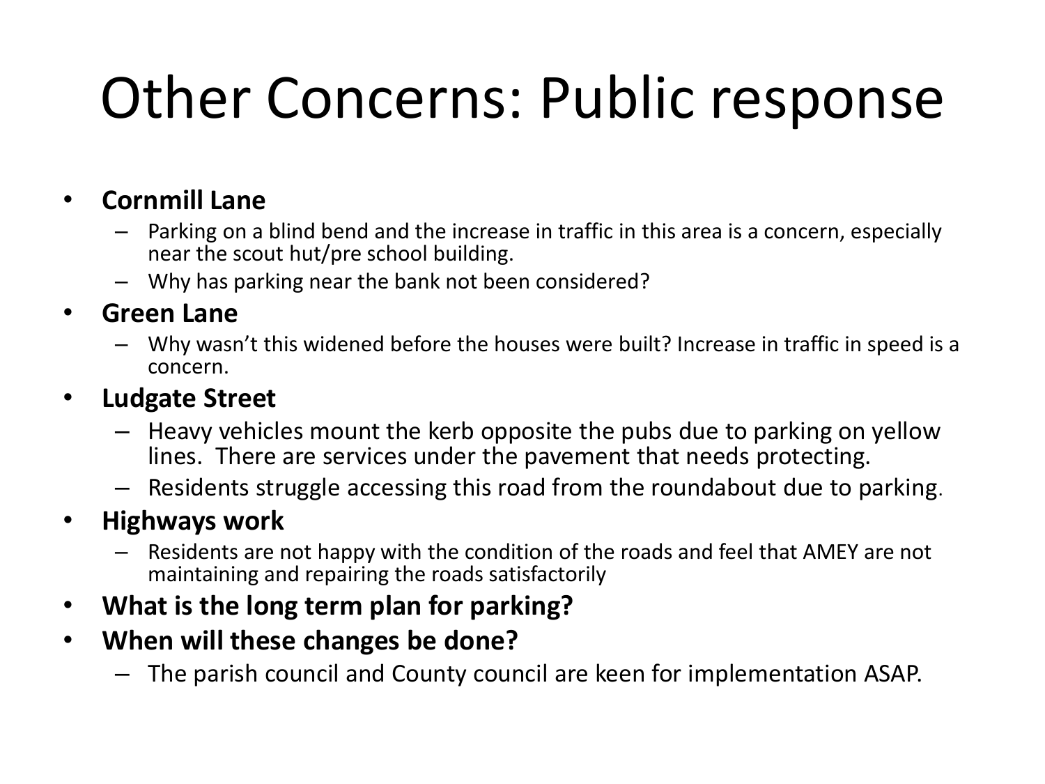# Other Concerns: Public response

- **Cornmill Lane**
  - Parking on a blind bend and the increase in traffic in this area is a concern, especially near the scout hut/pre school building.
  - Why has parking near the bank not been considered?
- **Green Lane**
  - Why wasn't this widened before the houses were built? Increase in traffic in speed is a concern.
- **Ludgate Street**
  - Heavy vehicles mount the kerb opposite the pubs due to parking on yellow lines. There are services under the pavement that needs protecting.
  - Residents struggle accessing this road from the roundabout due to parking.
- **Highways work**
  - Residents are not happy with the condition of the roads and feel that AMEY are not maintaining and repairing the roads satisfactorily
- **What is the long term plan for parking?**
- **When will these changes be done?**
  - The parish council and County council are keen for implementation ASAP.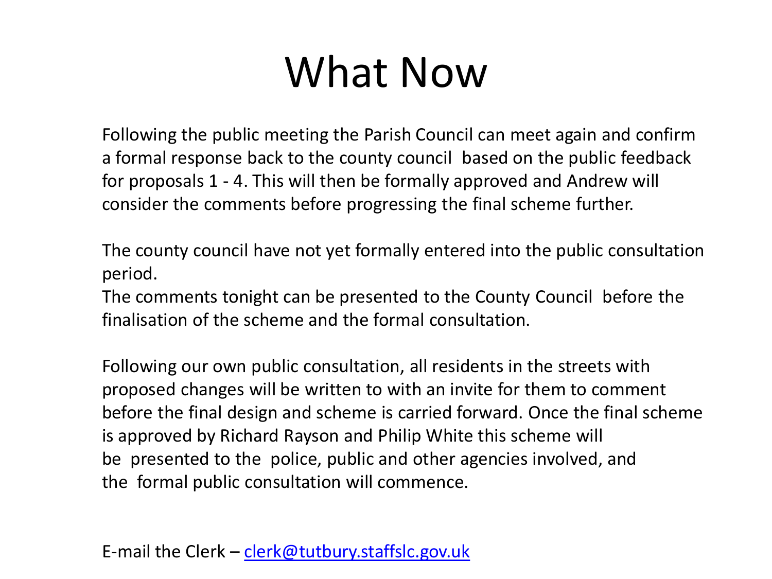# What Now

Following the public meeting the Parish Council can meet again and confirm a formal response back to the county council based on the public feedback for proposals 1 - 4. This will then be formally approved and Andrew will consider the comments before progressing the final scheme further.

The county council have not yet formally entered into the public consultation period.
The comments tonight can be presented to the County Council before the finalisation of the scheme and the formal consultation.

Following our own public consultation, all residents in the streets with proposed changes will be written to with an invite for them to comment before the final design and scheme is carried forward. Once the final scheme is approved by Richard Rayson and Philip White this scheme will be presented to the police, public and other agencies involved, and the formal public consultation will commence.

E-mail the Clerk – clerk@tutbury.staffslc.gov.uk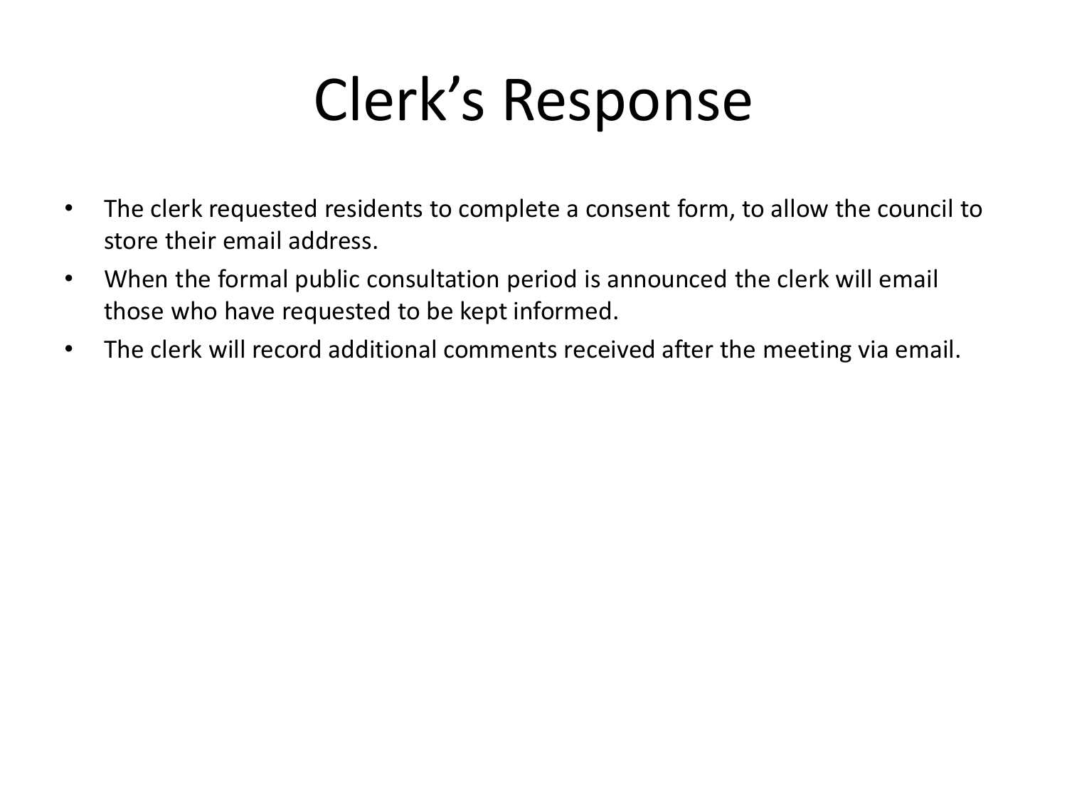# Clerk’s Response

- The clerk requested residents to complete a consent form, to allow the council to store their email address.
- When the formal public consultation period is announced the clerk will email those who have requested to be kept informed.
- The clerk will record additional comments received after the meeting via email.